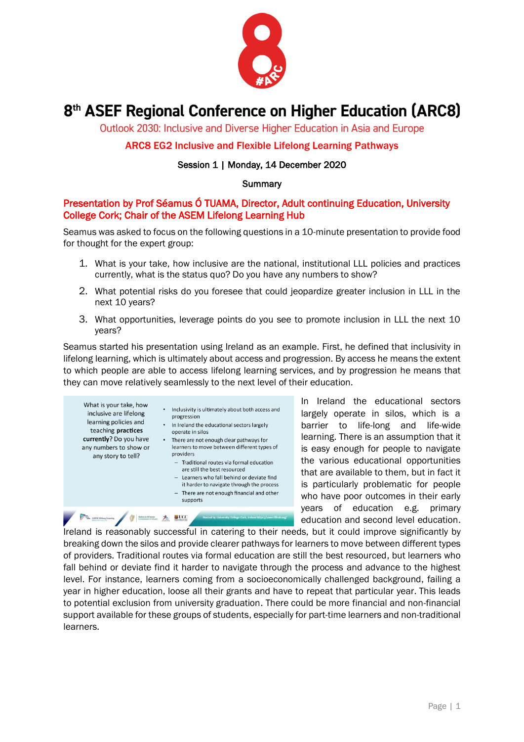# 8th ASEF Regional Conference on Higher Education (ARC8)

Outlook 2030: Inclusive and Diverse Higher Education in Asia and Europe

**ARC8 EG2 Inclusive and Flexible Lifelong Learning Pathways**

**Session 1 | Monday, 14 December 2020**

**Summary**

## Presentation by Prof Séamus Ó TUAMA, Director, Adult continuing Education, University College Cork; Chair of the ASEM Lifelong Learning Hub

Seamus was asked to focus on the following questions in a 10-minute presentation to provide food for thought for the expert group:

1. What is your take, how inclusive are the national, institutional LLL policies and practices currently, what is the status quo? Do you have any numbers to show?
2. What potential risks do you foresee that could jeopardize greater inclusion in LLL in the next 10 years?
3. What opportunities, leverage points do you see to promote inclusion in LLL the next 10 years?

Seamus started his presentation using Ireland as an example. First, he defined that inclusivity in lifelong learning, which is ultimately about access and progression. By access he means the extent to which people are able to access lifelong learning services, and by progression he means that they can move relatively seamlessly to the next level of their education.

What is your take, how inclusive are lifelong learning policies and teaching **practices currently**? Do you have any numbers to show or any story to tell?

- Inclusivity is ultimately about both access and progression
- In Ireland the educational sectors largely operate in silos
- There are not enough clear pathways for learners to move between different types of providers
  - Traditional routes via formal education are still the best resourced
  - Learners who fall behind or deviate find it harder to navigate through the process
  - There are not enough financial and other supports

In Ireland the educational sectors largely operate in silos, which is a barrier to life-long and life-wide learning. There is an assumption that it is easy enough for people to navigate the various educational opportunities that are available to them, but in fact it is particularly problematic for people who have poor outcomes in their early years of education e.g. primary education and second level education. Ireland is reasonably successful in catering to their needs, but it could improve significantly by breaking down the silos and provide clearer pathways for learners to move between different types of providers. Traditional routes via formal education are still the best resourced, but learners who fall behind or deviate find it harder to navigate through the process and advance to the highest level. For instance, learners coming from a socioeconomically challenged background, failing a year in higher education, loose all their grants and have to repeat that particular year. This leads to potential exclusion from university graduation. There could be more financial and non-financial support available for these groups of students, especially for part-time learners and non-traditional learners.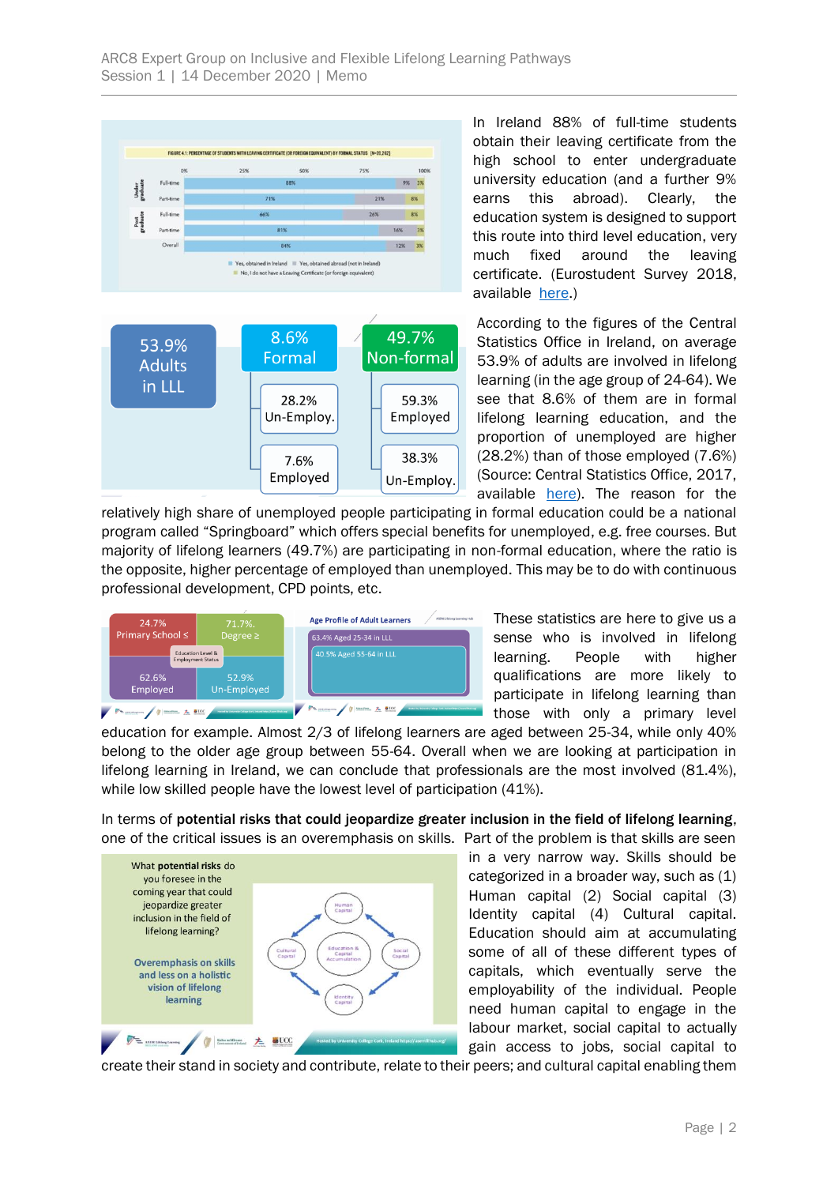In Ireland 88% of full-time students obtain their leaving certificate from the high school to enter undergraduate university education (and a further 9% earns this abroad). Clearly, the education system is designed to support this route into third level education, very much fixed around the leaving certificate. (Eurostudent Survey 2018, available here.)

According to the figures of the Central Statistics Office in Ireland, on average 53.9% of adults are involved in lifelong learning (in the age group of 24-64). We see that 8.6% of them are in formal lifelong learning education, and the proportion of unemployed are higher (28.2%) than of those employed (7.6%) (Source: Central Statistics Office, 2017, available here). The reason for the relatively high share of unemployed people participating in formal education could be a national program called "Springboard" which offers special benefits for unemployed, e.g. free courses. But majority of lifelong learners (49.7%) are participating in non-formal education, where the ratio is the opposite, higher percentage of employed than unemployed. This may be to do with continuous professional development, CPD points, etc.

These statistics are here to give us a sense who is involved in lifelong learning. People with higher qualifications are more likely to participate in lifelong learning than those with only a primary level education for example. Almost 2/3 of lifelong learners are aged between 25-34, while only 40% belong to the older age group between 55-64. Overall when we are looking at participation in lifelong learning in Ireland, we can conclude that professionals are the most involved (81.4%), while low skilled people have the lowest level of participation (41%).

In terms of **potential risks that could jeopardize greater inclusion in the field of lifelong learning**, one of the critical issues is an overemphasis on skills. Part of the problem is that skills are seen in a very narrow way. Skills should be categorized in a broader way, such as (1) Human capital (2) Social capital (3) Identity capital (4) Cultural capital. Education should aim at accumulating some of all of these different types of capitals, which eventually serve the employability of the individual. People need human capital to engage in the labour market, social capital to actually gain access to jobs, social capital to create their stand in society and contribute, relate to their peers; and cultural capital enabling them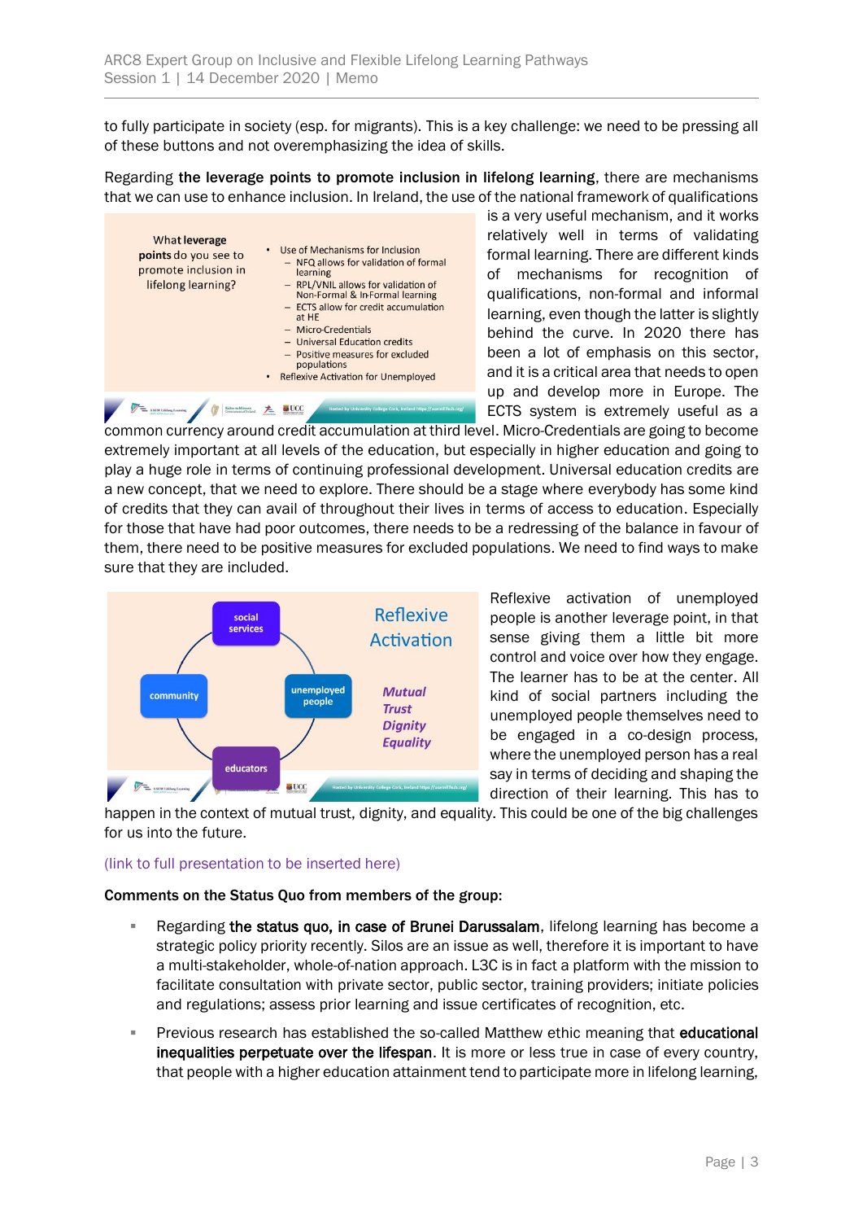to fully participate in society (esp. for migrants). This is a key challenge: we need to be pressing all of these buttons and not overemphasizing the idea of skills.

Regarding **the leverage points to promote inclusion in lifelong learning**, there are mechanisms that we can use to enhance inclusion. In Ireland, the use of the national framework of qualifications is a very useful mechanism, and it works relatively well in terms of validating formal learning. There are different kinds of mechanisms for recognition of qualifications, non-formal and informal learning, even though the latter is slightly behind the curve. In 2020 there has been a lot of emphasis on this sector, and it is a critical area that needs to open up and develop more in Europe. The ECTS system is extremely useful as a common currency around credit accumulation at third level. Micro-Credentials are going to become extremely important at all levels of the education, but especially in higher education and going to play a huge role in terms of continuing professional development. Universal education credits are a new concept, that we need to explore. There should be a stage where everybody has some kind of credits that they can avail of throughout their lives in terms of access to education. Especially for those that have had poor outcomes, there needs to be a redressing of the balance in favour of them, there need to be positive measures for excluded populations. We need to find ways to make sure that they are included.

Reflexive activation of unemployed people is another leverage point, in that sense giving them a little bit more control and voice over how they engage. The learner has to be at the center. All kind of social partners including the unemployed people themselves need to be engaged in a co-design process, where the unemployed person has a real say in terms of deciding and shaping the direction of their learning. This has to happen in the context of mutual trust, dignity, and equality. This could be one of the big challenges for us into the future.

(link to full presentation to be inserted here)

**Comments on the Status Quo from members of the group:**

- Regarding **the status quo, in case of Brunei Darussalam**, lifelong learning has become a strategic policy priority recently. Silos are an issue as well, therefore it is important to have a multi-stakeholder, whole-of-nation approach. L3C is in fact a platform with the mission to facilitate consultation with private sector, public sector, training providers; initiate policies and regulations; assess prior learning and issue certificates of recognition, etc.
- Previous research has established the so-called Matthew ethic meaning that **educational inequalities perpetuate over the lifespan**. It is more or less true in case of every country, that people with a higher education attainment tend to participate more in lifelong learning,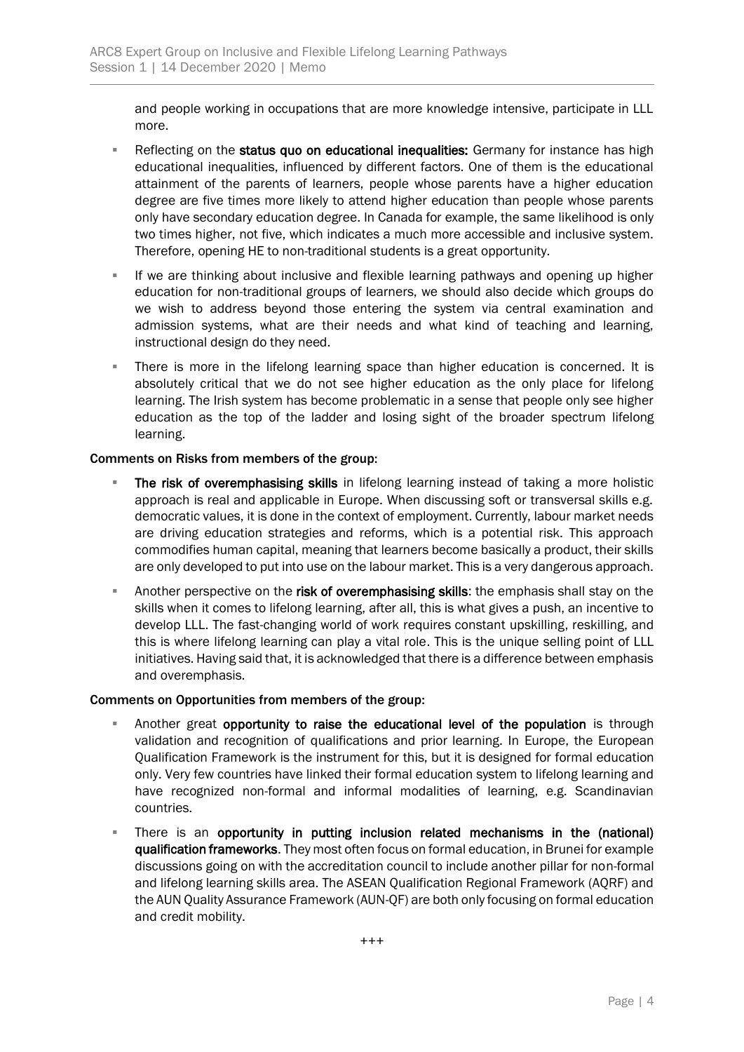and people working in occupations that are more knowledge intensive, participate in LLL more.

- Reflecting on the **status quo on educational inequalities:** Germany for instance has high educational inequalities, influenced by different factors. One of them is the educational attainment of the parents of learners, people whose parents have a higher education degree are five times more likely to attend higher education than people whose parents only have secondary education degree. In Canada for example, the same likelihood is only two times higher, not five, which indicates a much more accessible and inclusive system. Therefore, opening HE to non-traditional students is a great opportunity.
- If we are thinking about inclusive and flexible learning pathways and opening up higher education for non-traditional groups of learners, we should also decide which groups do we wish to address beyond those entering the system via central examination and admission systems, what are their needs and what kind of teaching and learning, instructional design do they need.
- There is more in the lifelong learning space than higher education is concerned. It is absolutely critical that we do not see higher education as the only place for lifelong learning. The Irish system has become problematic in a sense that people only see higher education as the top of the ladder and losing sight of the broader spectrum lifelong learning.

**Comments on Risks from members of the group:**

- **The risk of overemphasising skills** in lifelong learning instead of taking a more holistic approach is real and applicable in Europe. When discussing soft or transversal skills e.g. democratic values, it is done in the context of employment. Currently, labour market needs are driving education strategies and reforms, which is a potential risk. This approach commodifies human capital, meaning that learners become basically a product, their skills are only developed to put into use on the labour market. This is a very dangerous approach.
- Another perspective on the **risk of overemphasising skills**: the emphasis shall stay on the skills when it comes to lifelong learning, after all, this is what gives a push, an incentive to develop LLL. The fast-changing world of work requires constant upskilling, reskilling, and this is where lifelong learning can play a vital role. This is the unique selling point of LLL initiatives. Having said that, it is acknowledged that there is a difference between emphasis and overemphasis.

**Comments on Opportunities from members of the group:**

- Another great **opportunity to raise the educational level of the population** is through validation and recognition of qualifications and prior learning. In Europe, the European Qualification Framework is the instrument for this, but it is designed for formal education only. Very few countries have linked their formal education system to lifelong learning and have recognized non-formal and informal modalities of learning, e.g. Scandinavian countries.
- There is an **opportunity in putting inclusion related mechanisms in the (national) qualification frameworks**. They most often focus on formal education, in Brunei for example discussions going on with the accreditation council to include another pillar for non-formal and lifelong learning skills area. The ASEAN Qualification Regional Framework (AQRF) and the AUN Quality Assurance Framework (AUN-QF) are both only focusing on formal education and credit mobility.

+++